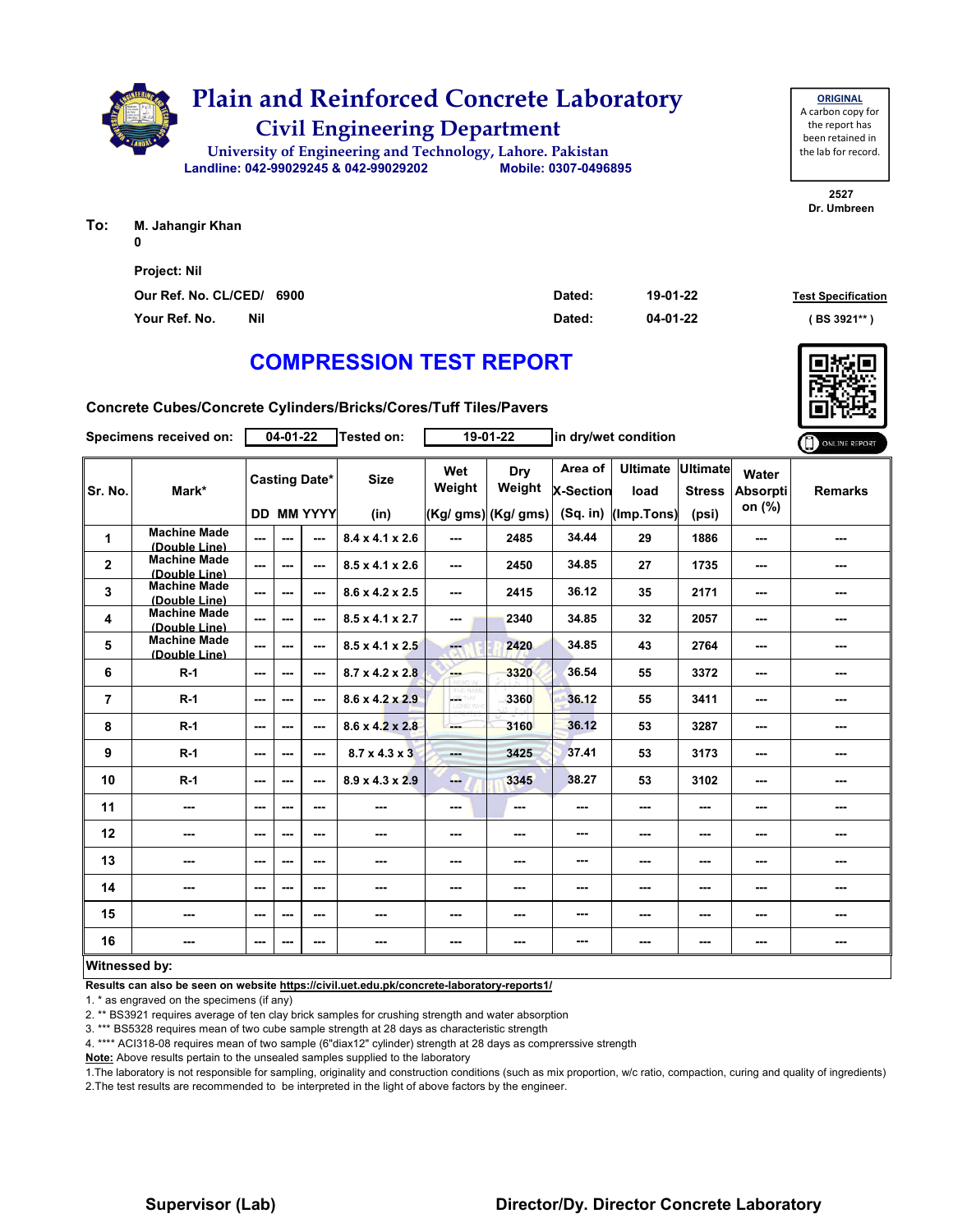# Plain and Reinforced Concrete Laboratory

## Civil Engineering Department

University of Engineering and Technology, Lahore. Pakistan

Landline: 042-99029245 & 042-99029202 Mobile: 0307-0496895

**ORIGINAL**
A carbon copy for the report has been retained in the lab for record.

2527
Dr. Umbreen

**To:** M. Jahangir Khan
0

Project: Nil

Our Ref. No. CL/CED/ 6900 Dated: 19-01-22 **Test Specification**

Your Ref. No. Nil Dated: 04-01-22 ( BS 3921** )

# COMPRESSION TEST REPORT

**Concrete Cubes/Concrete Cylinders/Bricks/Cores/Tuff Tiles/Pavers**

Specimens received on: 04-01-22 Tested on: 19-01-22 in dry/wet condition

ONLINE REPORT

| Sr. No. | Mark* | Casting Date* | | | Size | Wet Weight | Dry Weight | Area of X-Section | Ultimate load | Ultimate Stress | Water Absorption (%) | Remarks |
|---|---|---|---|---|---|---|---|---|---|---|---|---|
| | | DD | MM | YYYY | (in) | (Kg/ gms) | (Kg/ gms) | (Sq. in) | (Imp.Tons) | (psi) | | |
| 1 | Machine Made (Double Line) | --- | --- | --- | 8.4 x 4.1 x 2.6 | --- | 2485 | 34.44 | 29 | 1886 | --- | --- |
| 2 | Machine Made (Double Line) | --- | --- | --- | 8.5 x 4.1 x 2.6 | --- | 2450 | 34.85 | 27 | 1735 | --- | --- |
| 3 | Machine Made (Double Line) | --- | --- | --- | 8.6 x 4.2 x 2.5 | --- | 2415 | 36.12 | 35 | 2171 | --- | --- |
| 4 | Machine Made (Double Line) | --- | --- | --- | 8.5 x 4.1 x 2.7 | --- | 2340 | 34.85 | 32 | 2057 | --- | --- |
| 5 | Machine Made (Double Line) | --- | --- | --- | 8.5 x 4.1 x 2.5 | --- | 2420 | 34.85 | 43 | 2764 | --- | --- |
| 6 | R-1 | --- | --- | --- | 8.7 x 4.2 x 2.8 | --- | 3320 | 36.54 | 55 | 3372 | --- | --- |
| 7 | R-1 | --- | --- | --- | 8.6 x 4.2 x 2.9 | --- | 3360 | 36.12 | 55 | 3411 | --- | --- |
| 8 | R-1 | --- | --- | --- | 8.6 x 4.2 x 2.8 | --- | 3160 | 36.12 | 53 | 3287 | --- | --- |
| 9 | R-1 | --- | --- | --- | 8.7 x 4.3 x 3 | --- | 3425 | 37.41 | 53 | 3173 | --- | --- |
| 10 | R-1 | --- | --- | --- | 8.9 x 4.3 x 2.9 | --- | 3345 | 38.27 | 53 | 3102 | --- | --- |
| 11 | --- | --- | --- | --- | --- | --- | --- | --- | --- | --- | --- | --- |
| 12 | --- | --- | --- | --- | --- | --- | --- | --- | --- | --- | --- | --- |
| 13 | --- | --- | --- | --- | --- | --- | --- | --- | --- | --- | --- | --- |
| 14 | --- | --- | --- | --- | --- | --- | --- | --- | --- | --- | --- | --- |
| 15 | --- | --- | --- | --- | --- | --- | --- | --- | --- | --- | --- | --- |
| 16 | --- | --- | --- | --- | --- | --- | --- | --- | --- | --- | --- | --- |

**Witnessed by:**

**Results can also be seen on website https://civil.uet.edu.pk/concrete-laboratory-reports1/**

1. * as engraved on the specimens (if any)
2. ** BS3921 requires average of ten clay brick samples for crushing strength and water absorption
3. *** BS5328 requires mean of two cube sample strength at 28 days as characteristic strength
4. **** ACI318-08 requires mean of two sample (6"diax12" cylinder) strength at 28 days as comprerssive strength

**Note:** Above results pertain to the unsealed samples supplied to the laboratory

1.The laboratory is not responsible for sampling, originality and construction conditions (such as mix proportion, w/c ratio, compaction, curing and quality of ingredients)
2.The test results are recommended to be interpreted in the light of above factors by the engineer.

**Supervisor (Lab)** **Director/Dy. Director Concrete Laboratory**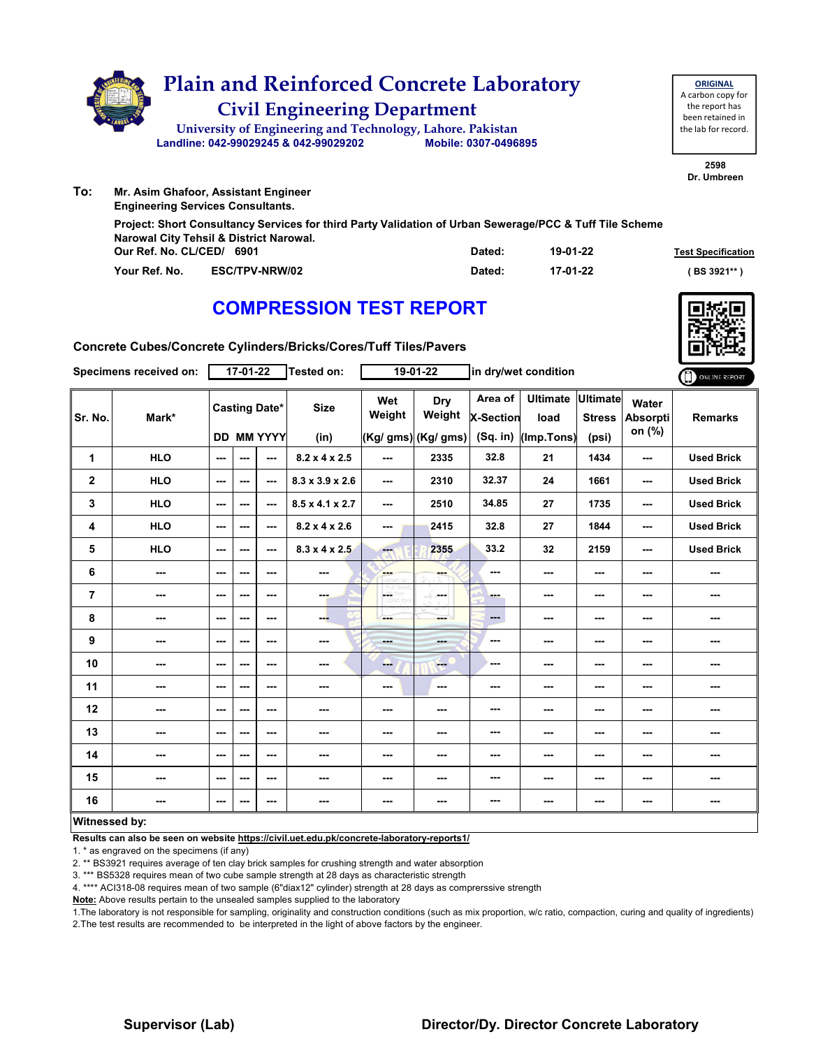# Plain and Reinforced Concrete Laboratory

## Civil Engineering Department

University of Engineering and Technology, Lahore. Pakistan

Landline: 042-99029245 & 042-99029202 Mobile: 0307-0496895

**ORIGINAL**
A carbon copy for the report has been retained in the lab for record.

2598
Dr. Umbreen

**To:** Mr. Asim Ghafoor, Assistant Engineer
Engineering Services Consultants.

Project: Short Consultancy Services for third Party Validation of Urban Sewerage/PCC & Tuff Tile Scheme Narowal City Tehsil & District Narowal.

Our Ref. No. CL/CED/ 6901 Dated: 19-01-22

Your Ref. No. ESC/TPV-NRW/02 Dated: 17-01-22

Test Specification ( BS 3921** )

## COMPRESSION TEST REPORT

Concrete Cubes/Concrete Cylinders/Bricks/Cores/Tuff Tiles/Pavers

Specimens received on: 17-01-22 Tested on: 19-01-22 in dry/wet condition

ONLINE REPORT

| Sr. No. | Mark* | Casting Date* | | | Size | Wet Weight | Dry Weight | Area of X-Section | Ultimate load | Ultimate Stress | Water Absorption (%) | Remarks |
|---|---|---|---|---|---|---|---|---|---|---|---|---|
| | | DD | MM | YYYY | (in) | (Kg/ gms) | (Kg/ gms) | (Sq. in) | (Imp.Tons) | (psi) | | |
| 1 | HLO | --- | --- | --- | 8.2 x 4 x 2.5 | --- | 2335 | 32.8 | 21 | 1434 | --- | Used Brick |
| 2 | HLO | --- | --- | --- | 8.3 x 3.9 x 2.6 | --- | 2310 | 32.37 | 24 | 1661 | --- | Used Brick |
| 3 | HLO | --- | --- | --- | 8.5 x 4.1 x 2.7 | --- | 2510 | 34.85 | 27 | 1735 | --- | Used Brick |
| 4 | HLO | --- | --- | --- | 8.2 x 4 x 2.6 | --- | 2415 | 32.8 | 27 | 1844 | --- | Used Brick |
| 5 | HLO | --- | --- | --- | 8.3 x 4 x 2.5 | --- | 2355 | 33.2 | 32 | 2159 | --- | Used Brick |
| 6 | --- | --- | --- | --- | --- | --- | --- | --- | --- | --- | --- | --- |
| 7 | --- | --- | --- | --- | --- | --- | --- | --- | --- | --- | --- | --- |
| 8 | --- | --- | --- | --- | --- | --- | --- | --- | --- | --- | --- | --- |
| 9 | --- | --- | --- | --- | --- | --- | --- | --- | --- | --- | --- | --- |
| 10 | --- | --- | --- | --- | --- | --- | --- | --- | --- | --- | --- | --- |
| 11 | --- | --- | --- | --- | --- | --- | --- | --- | --- | --- | --- | --- |
| 12 | --- | --- | --- | --- | --- | --- | --- | --- | --- | --- | --- | --- |
| 13 | --- | --- | --- | --- | --- | --- | --- | --- | --- | --- | --- | --- |
| 14 | --- | --- | --- | --- | --- | --- | --- | --- | --- | --- | --- | --- |
| 15 | --- | --- | --- | --- | --- | --- | --- | --- | --- | --- | --- | --- |
| 16 | --- | --- | --- | --- | --- | --- | --- | --- | --- | --- | --- | --- |

**Witnessed by:**

**Results can also be seen on website https://civil.uet.edu.pk/concrete-laboratory-reports1/**

1. * as engraved on the specimens (if any)
2. ** BS3921 requires average of ten clay brick samples for crushing strength and water absorption
3. *** BS5328 requires mean of two cube sample strength at 28 days as characteristic strength
4. **** ACI318-08 requires mean of two sample (6"diax12" cylinder) strength at 28 days as comprerssive strength

**Note:** Above results pertain to the unsealed samples supplied to the laboratory

1.The laboratory is not responsible for sampling, originality and construction conditions (such as mix proportion, w/c ratio, compaction, curing and quality of ingredients)
2.The test results are recommended to be interpreted in the light of above factors by the engineer.

**Supervisor (Lab)** **Director/Dy. Director Concrete Laboratory**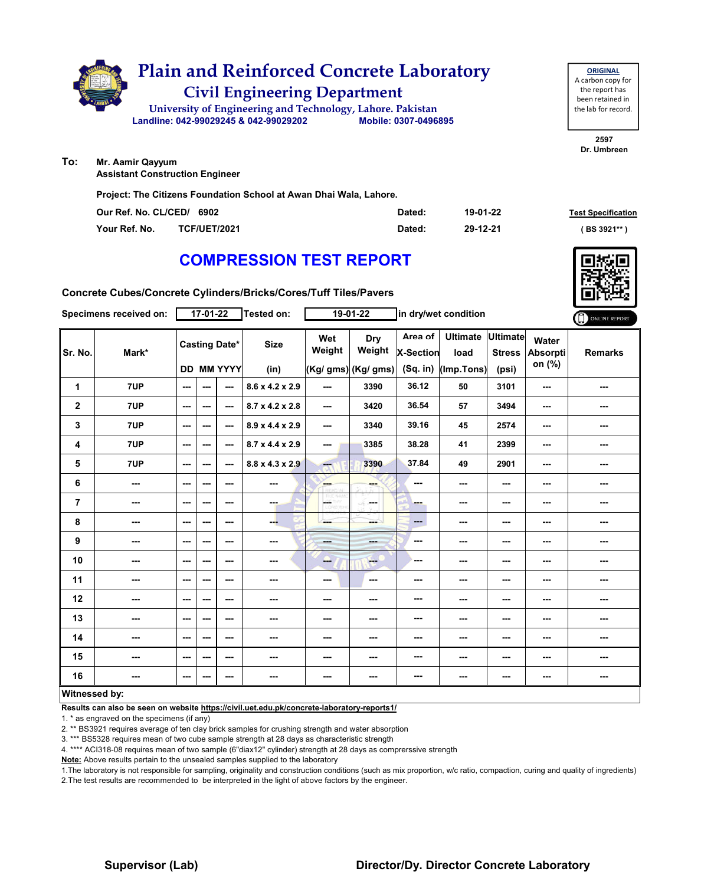# Plain and Reinforced Concrete Laboratory

## Civil Engineering Department

University of Engineering and Technology, Lahore. Pakistan

Landline: 042-99029245 & 042-99029202 Mobile: 0307-0496895

**ORIGINAL**
A carbon copy for the report has been retained in the lab for record.

2597
Dr. Umbreen

**To:** Mr. Aamir Qayyum
Assistant Construction Engineer

Project: The Citizens Foundation School at Awan Dhai Wala, Lahore.

Our Ref. No. CL/CED/ 6902 Dated: 19-01-22

Your Ref. No. TCF/UET/2021 Dated: 29-12-21

Test Specification ( BS 3921** )

# COMPRESSION TEST REPORT

Concrete Cubes/Concrete Cylinders/Bricks/Cores/Tuff Tiles/Pavers

Specimens received on: 17-01-22 Tested on: 19-01-22 in dry/wet condition

| Sr. No. | Mark* | Casting Date* DD | MM | YYYY | Size (in) | Wet Weight (Kg/ gms) | Dry Weight (Kg/ gms) | Area of X-Section (Sq. in) | Ultimate load (Imp.Tons) | Ultimate Stress (psi) | Water Absorption (%) | Remarks |
|---|---|---|---|---|---|---|---|---|---|---|---|---|
| 1 | 7UP | --- | --- | --- | 8.6 x 4.2 x 2.9 | --- | 3390 | 36.12 | 50 | 3101 | --- | --- |
| 2 | 7UP | --- | --- | --- | 8.7 x 4.2 x 2.8 | --- | 3420 | 36.54 | 57 | 3494 | --- | --- |
| 3 | 7UP | --- | --- | --- | 8.9 x 4.4 x 2.9 | --- | 3340 | 39.16 | 45 | 2574 | --- | --- |
| 4 | 7UP | --- | --- | --- | 8.7 x 4.4 x 2.9 | --- | 3385 | 38.28 | 41 | 2399 | --- | --- |
| 5 | 7UP | --- | --- | --- | 8.8 x 4.3 x 2.9 | --- | 3390 | 37.84 | 49 | 2901 | --- | --- |
| 6 | --- | --- | --- | --- | --- | --- | --- | --- | --- | --- | --- | --- |
| 7 | --- | --- | --- | --- | --- | --- | --- | --- | --- | --- | --- | --- |
| 8 | --- | --- | --- | --- | --- | --- | --- | --- | --- | --- | --- | --- |
| 9 | --- | --- | --- | --- | --- | --- | --- | --- | --- | --- | --- | --- |
| 10 | --- | --- | --- | --- | --- | --- | --- | --- | --- | --- | --- | --- |
| 11 | --- | --- | --- | --- | --- | --- | --- | --- | --- | --- | --- | --- |
| 12 | --- | --- | --- | --- | --- | --- | --- | --- | --- | --- | --- | --- |
| 13 | --- | --- | --- | --- | --- | --- | --- | --- | --- | --- | --- | --- |
| 14 | --- | --- | --- | --- | --- | --- | --- | --- | --- | --- | --- | --- |
| 15 | --- | --- | --- | --- | --- | --- | --- | --- | --- | --- | --- | --- |
| 16 | --- | --- | --- | --- | --- | --- | --- | --- | --- | --- | --- | --- |

**Witnessed by:**

**Results can also be seen on website https://civil.uet.edu.pk/concrete-laboratory-reports1/**

1. * as engraved on the specimens (if any)
2. ** BS3921 requires average of ten clay brick samples for crushing strength and water absorption
3. *** BS5328 requires mean of two cube sample strength at 28 days as characteristic strength
4. **** ACI318-08 requires mean of two sample (6"diax12" cylinder) strength at 28 days as comprerssive strength

**Note:** Above results pertain to the unsealed samples supplied to the laboratory

1.The laboratory is not responsible for sampling, originality and construction conditions (such as mix proportion, w/c ratio, compaction, curing and quality of ingredients)
2.The test results are recommended to be interpreted in the light of above factors by the engineer.

**Supervisor (Lab)** **Director/Dy. Director Concrete Laboratory**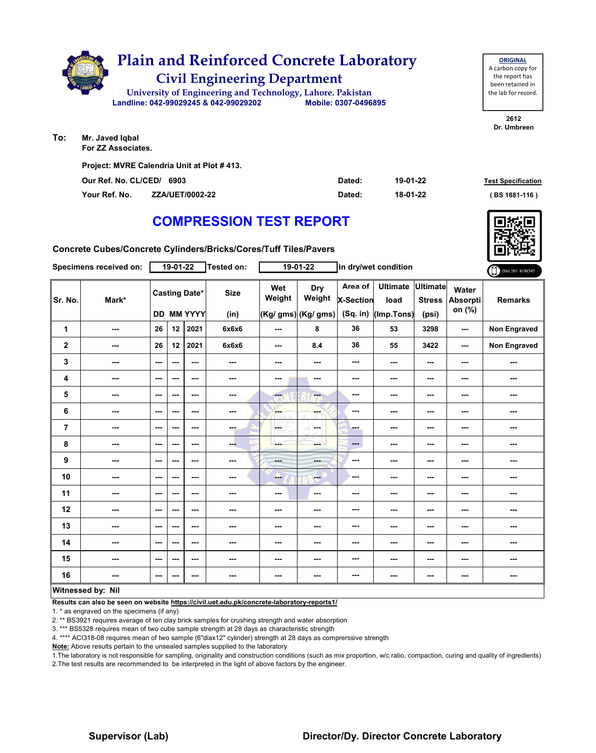# Plain and Reinforced Concrete Laboratory

## Civil Engineering Department

University of Engineering and Technology, Lahore. Pakistan

Landline: 042-99029245 & 042-99029202 Mobile: 0307-0496895

**ORIGINAL**
A carbon copy for the report has been retained in the lab for record.

2612
Dr. Umbreen

**To:** Mr. Javed Iqbal
For ZZ Associates.

Project: MVRE Calendria Unit at Plot # 413.

| | | | | |
|---|---|---|---|---|
| Our Ref. No. CL/CED/ 6903 | Dated: | 19-01-22 | | Test Specification |
| Your Ref. No. ZZA/UET/0002-22 | Dated: | 18-01-22 | | ( BS 1881-116 ) |

# COMPRESSION TEST REPORT

ONLINE REPORT

**Concrete Cubes/Concrete Cylinders/Bricks/Cores/Tuff Tiles/Pavers**

Specimens received on: 19-01-22 Tested on: 19-01-22 in dry/wet condition

| Sr. No. | Mark* | Casting Date* DD | MM | YYYY | Size (in) | Wet Weight (Kg/ gms) | Dry Weight (Kg/ gms) | Area of X-Section (Sq. in) | Ultimate load (Imp.Tons) | Ultimate Stress (psi) | Water Absorption (%) | Remarks |
|---|---|---|---|---|---|---|---|---|---|---|---|---|
| 1 | --- | 26 | 12 | 2021 | 6x6x6 | --- | 8 | 36 | 53 | 3298 | --- | Non Engraved |
| 2 | --- | 26 | 12 | 2021 | 6x6x6 | --- | 8.4 | 36 | 55 | 3422 | --- | Non Engraved |
| 3 | --- | --- | --- | --- | --- | --- | --- | --- | --- | --- | --- | --- |
| 4 | --- | --- | --- | --- | --- | --- | --- | --- | --- | --- | --- | --- |
| 5 | --- | --- | --- | --- | --- | --- | --- | --- | --- | --- | --- | --- |
| 6 | --- | --- | --- | --- | --- | --- | --- | --- | --- | --- | --- | --- |
| 7 | --- | --- | --- | --- | --- | --- | --- | --- | --- | --- | --- | --- |
| 8 | --- | --- | --- | --- | --- | --- | --- | --- | --- | --- | --- | --- |
| 9 | --- | --- | --- | --- | --- | --- | --- | --- | --- | --- | --- | --- |
| 10 | --- | --- | --- | --- | --- | --- | --- | --- | --- | --- | --- | --- |
| 11 | --- | --- | --- | --- | --- | --- | --- | --- | --- | --- | --- | --- |
| 12 | --- | --- | --- | --- | --- | --- | --- | --- | --- | --- | --- | --- |
| 13 | --- | --- | --- | --- | --- | --- | --- | --- | --- | --- | --- | --- |
| 14 | --- | --- | --- | --- | --- | --- | --- | --- | --- | --- | --- | --- |
| 15 | --- | --- | --- | --- | --- | --- | --- | --- | --- | --- | --- | --- |
| 16 | --- | --- | --- | --- | --- | --- | --- | --- | --- | --- | --- | --- |

**Witnessed by: Nil**

**Results can also be seen on website https://civil.uet.edu.pk/concrete-laboratory-reports1/**

1. * as engraved on the specimens (if any)
2. ** BS3921 requires average of ten clay brick samples for crushing strength and water absorption
3. *** BS5328 requires mean of two cube sample strength at 28 days as characteristic strength
4. **** ACI318-08 requires mean of two sample (6"diax12" cylinder) strength at 28 days as comprerssive strength

**Note:** Above results pertain to the unsealed samples supplied to the laboratory

1.The laboratory is not responsible for sampling, originality and construction conditions (such as mix proportion, w/c ratio, compaction, curing and quality of ingredients)
2.The test results are recommended to be interpreted in the light of above factors by the engineer.

**Supervisor (Lab)** **Director/Dy. Director Concrete Laboratory**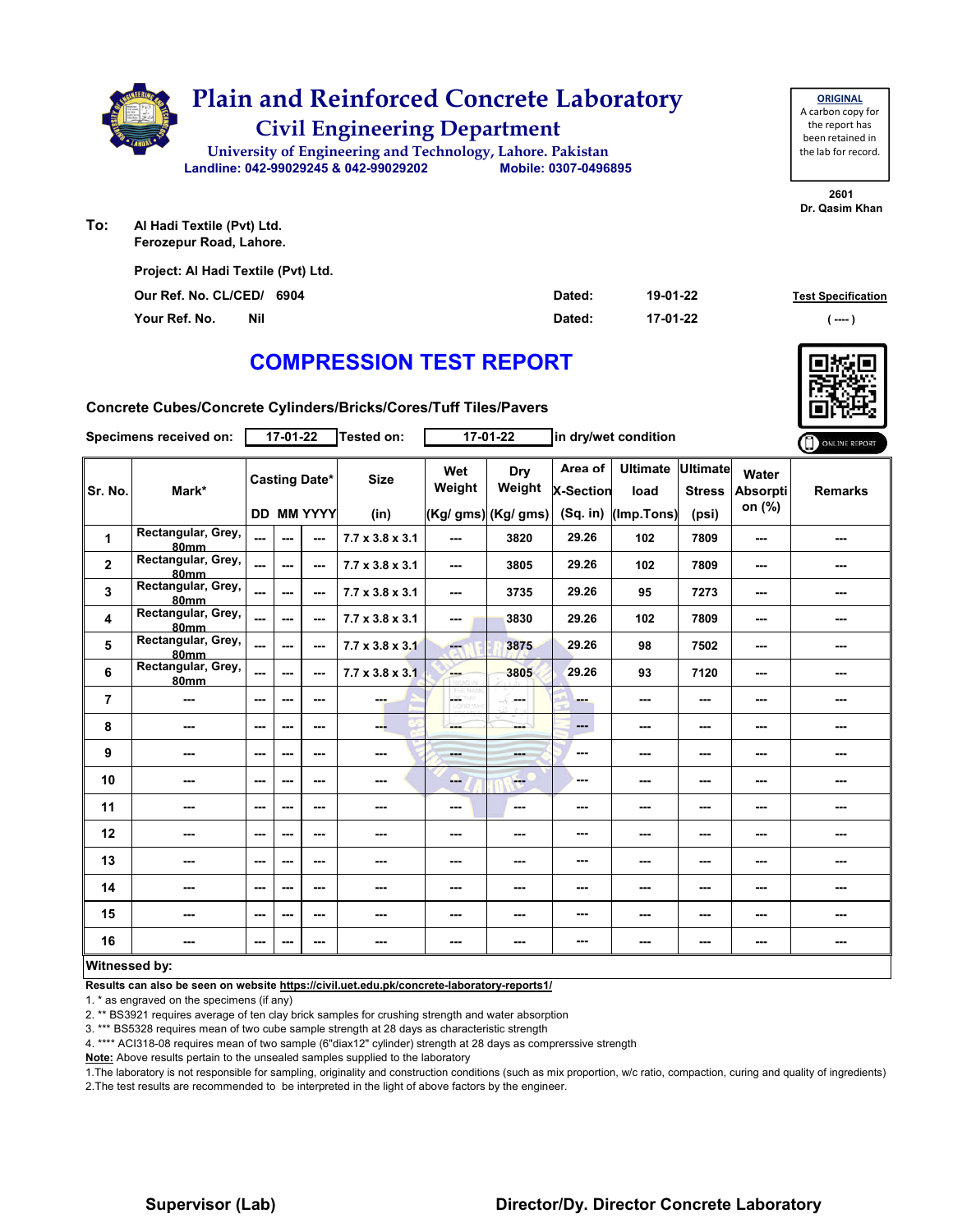# Plain and Reinforced Concrete Laboratory

## Civil Engineering Department

University of Engineering and Technology, Lahore. Pakistan

Landline: 042-99029245 & 042-99029202 Mobile: 0307-0496895

**ORIGINAL**
A carbon copy for the report has been retained in the lab for record.

**2601**
**Dr. Qasim Khan**

**To:** Al Hadi Textile (Pvt) Ltd.
Ferozepur Road, Lahore.

**Project:** Al Hadi Textile (Pvt) Ltd.

**Our Ref. No.** CL/CED/ 6904 **Dated:** 19-01-22

**Your Ref. No.** Nil **Dated:** 17-01-22

**Test Specification**
( ---- )

# COMPRESSION TEST REPORT

**Concrete Cubes/Concrete Cylinders/Bricks/Cores/Tuff Tiles/Pavers**

**Specimens received on:** 17-01-22 **Tested on:** 17-01-22 in dry/wet condition

ONLINE REPORT

| Sr. No. | Mark* | Casting Date* DD | MM | YYYY | Size (in) | Wet Weight (Kg/ gms) | Dry Weight (Kg/ gms) | Area of X-Section (Sq. in) | Ultimate load (Imp.Tons) | Ultimate Stress (psi) | Water Absorption (%) | Remarks |
|---|---|---|---|---|---|---|---|---|---|---|---|---|
| 1 | Rectangular, Grey, 80mm | --- | --- | --- | 7.7 x 3.8 x 3.1 | --- | 3820 | 29.26 | 102 | 7809 | --- | --- |
| 2 | Rectangular, Grey, 80mm | --- | --- | --- | 7.7 x 3.8 x 3.1 | --- | 3805 | 29.26 | 102 | 7809 | --- | --- |
| 3 | Rectangular, Grey, 80mm | --- | --- | --- | 7.7 x 3.8 x 3.1 | --- | 3735 | 29.26 | 95 | 7273 | --- | --- |
| 4 | Rectangular, Grey, 80mm | --- | --- | --- | 7.7 x 3.8 x 3.1 | --- | 3830 | 29.26 | 102 | 7809 | --- | --- |
| 5 | Rectangular, Grey, 80mm | --- | --- | --- | 7.7 x 3.8 x 3.1 | --- | 3875 | 29.26 | 98 | 7502 | --- | --- |
| 6 | Rectangular, Grey, 80mm | --- | --- | --- | 7.7 x 3.8 x 3.1 | --- | 3805 | 29.26 | 93 | 7120 | --- | --- |
| 7 | --- | --- | --- | --- | --- | --- | --- | --- | --- | --- | --- | --- |
| 8 | --- | --- | --- | --- | --- | --- | --- | --- | --- | --- | --- | --- |
| 9 | --- | --- | --- | --- | --- | --- | --- | --- | --- | --- | --- | --- |
| 10 | --- | --- | --- | --- | --- | --- | --- | --- | --- | --- | --- | --- |
| 11 | --- | --- | --- | --- | --- | --- | --- | --- | --- | --- | --- | --- |
| 12 | --- | --- | --- | --- | --- | --- | --- | --- | --- | --- | --- | --- |
| 13 | --- | --- | --- | --- | --- | --- | --- | --- | --- | --- | --- | --- |
| 14 | --- | --- | --- | --- | --- | --- | --- | --- | --- | --- | --- | --- |
| 15 | --- | --- | --- | --- | --- | --- | --- | --- | --- | --- | --- | --- |
| 16 | --- | --- | --- | --- | --- | --- | --- | --- | --- | --- | --- | --- |

**Witnessed by:**

**Results can also be seen on website https://civil.uet.edu.pk/concrete-laboratory-reports1/**

1. * as engraved on the specimens (if any)
2. ** BS3921 requires average of ten clay brick samples for crushing strength and water absorption
3. *** BS5328 requires mean of two cube sample strength at 28 days as characteristic strength
4. **** ACI318-08 requires mean of two sample (6"diax12" cylinder) strength at 28 days as comprerssive strength

**Note:** Above results pertain to the unsealed samples supplied to the laboratory

1.The laboratory is not responsible for sampling, originality and construction conditions (such as mix proportion, w/c ratio, compaction, curing and quality of ingredients)
2.The test results are recommended to be interpreted in the light of above factors by the engineer.

**Supervisor (Lab)** **Director/Dy. Director Concrete Laboratory**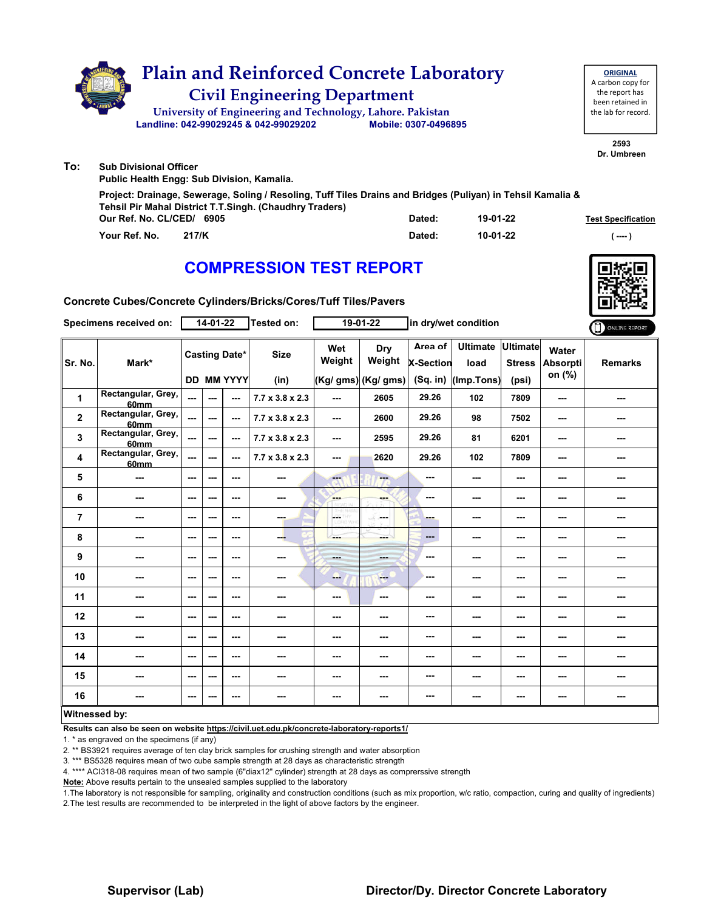# Plain and Reinforced Concrete Laboratory

## Civil Engineering Department

University of Engineering and Technology, Lahore. Pakistan

Landline: 042-99029245 & 042-99029202 Mobile: 0307-0496895

**ORIGINAL**
A carbon copy for the report has been retained in the lab for record.

**2593**
**Dr. Umbreen**

**To:** **Sub Divisional Officer**
**Public Health Engg: Sub Division, Kamalia.**

**Project: Drainage, Sewerage, Soling / Resoling, Tuff Tiles Drains and Bridges (Puliyan) in Tehsil Kamalia & Tehsil Pir Mahal District T.T.Singh. (Chaudhry Traders)**

**Our Ref. No. CL/CED/ 6905** **Dated: 19-01-22** **Test Specification**

**Your Ref. No. 217/K** **Dated: 10-01-22** **( ---- )**

# COMPRESSION TEST REPORT

**Concrete Cubes/Concrete Cylinders/Bricks/Cores/Tuff Tiles/Pavers**

**Specimens received on:** 14-01-22 **Tested on:** 19-01-22 **in dry/wet condition**

| Sr. No. | Mark* | Casting Date* | | | Size | Wet Weight | Dry Weight | Area of X-Section | Ultimate load | Ultimate Stress | Water Absorption (%) | Remarks |
|---|---|---|---|---|---|---|---|---|---|---|---|---|
| | | DD | MM | YYYY | (in) | (Kg/ gms) | (Kg/ gms) | (Sq. in) | (Imp.Tons) | (psi) | | |
| 1 | Rectangular, Grey, 60mm | --- | --- | --- | 7.7 x 3.8 x 2.3 | --- | 2605 | 29.26 | 102 | 7809 | --- | --- |
| 2 | Rectangular, Grey, 60mm | --- | --- | --- | 7.7 x 3.8 x 2.3 | --- | 2600 | 29.26 | 98 | 7502 | --- | --- |
| 3 | Rectangular, Grey, 60mm | --- | --- | --- | 7.7 x 3.8 x 2.3 | --- | 2595 | 29.26 | 81 | 6201 | --- | --- |
| 4 | Rectangular, Grey, 60mm | --- | --- | --- | 7.7 x 3.8 x 2.3 | --- | 2620 | 29.26 | 102 | 7809 | --- | --- |
| 5 | --- | --- | --- | --- | --- | --- | --- | --- | --- | --- | --- | --- |
| 6 | --- | --- | --- | --- | --- | --- | --- | --- | --- | --- | --- | --- |
| 7 | --- | --- | --- | --- | --- | --- | --- | --- | --- | --- | --- | --- |
| 8 | --- | --- | --- | --- | --- | --- | --- | --- | --- | --- | --- | --- |
| 9 | --- | --- | --- | --- | --- | --- | --- | --- | --- | --- | --- | --- |
| 10 | --- | --- | --- | --- | --- | --- | --- | --- | --- | --- | --- | --- |
| 11 | --- | --- | --- | --- | --- | --- | --- | --- | --- | --- | --- | --- |
| 12 | --- | --- | --- | --- | --- | --- | --- | --- | --- | --- | --- | --- |
| 13 | --- | --- | --- | --- | --- | --- | --- | --- | --- | --- | --- | --- |
| 14 | --- | --- | --- | --- | --- | --- | --- | --- | --- | --- | --- | --- |
| 15 | --- | --- | --- | --- | --- | --- | --- | --- | --- | --- | --- | --- |
| 16 | --- | --- | --- | --- | --- | --- | --- | --- | --- | --- | --- | --- |

**Witnessed by:**

**Results can also be seen on website https://civil.uet.edu.pk/concrete-laboratory-reports1/**

1. * as engraved on the specimens (if any)
2. ** BS3921 requires average of ten clay brick samples for crushing strength and water absorption
3. *** BS5328 requires mean of two cube sample strength at 28 days as characteristic strength
4. **** ACI318-08 requires mean of two sample (6"diax12" cylinder) strength at 28 days as comprerssive strength

**Note:** Above results pertain to the unsealed samples supplied to the laboratory

1.The laboratory is not responsible for sampling, originality and construction conditions (such as mix proportion, w/c ratio, compaction, curing and quality of ingredients)
2.The test results are recommended to be interpreted in the light of above factors by the engineer.

**Supervisor (Lab)** **Director/Dy. Director Concrete Laboratory**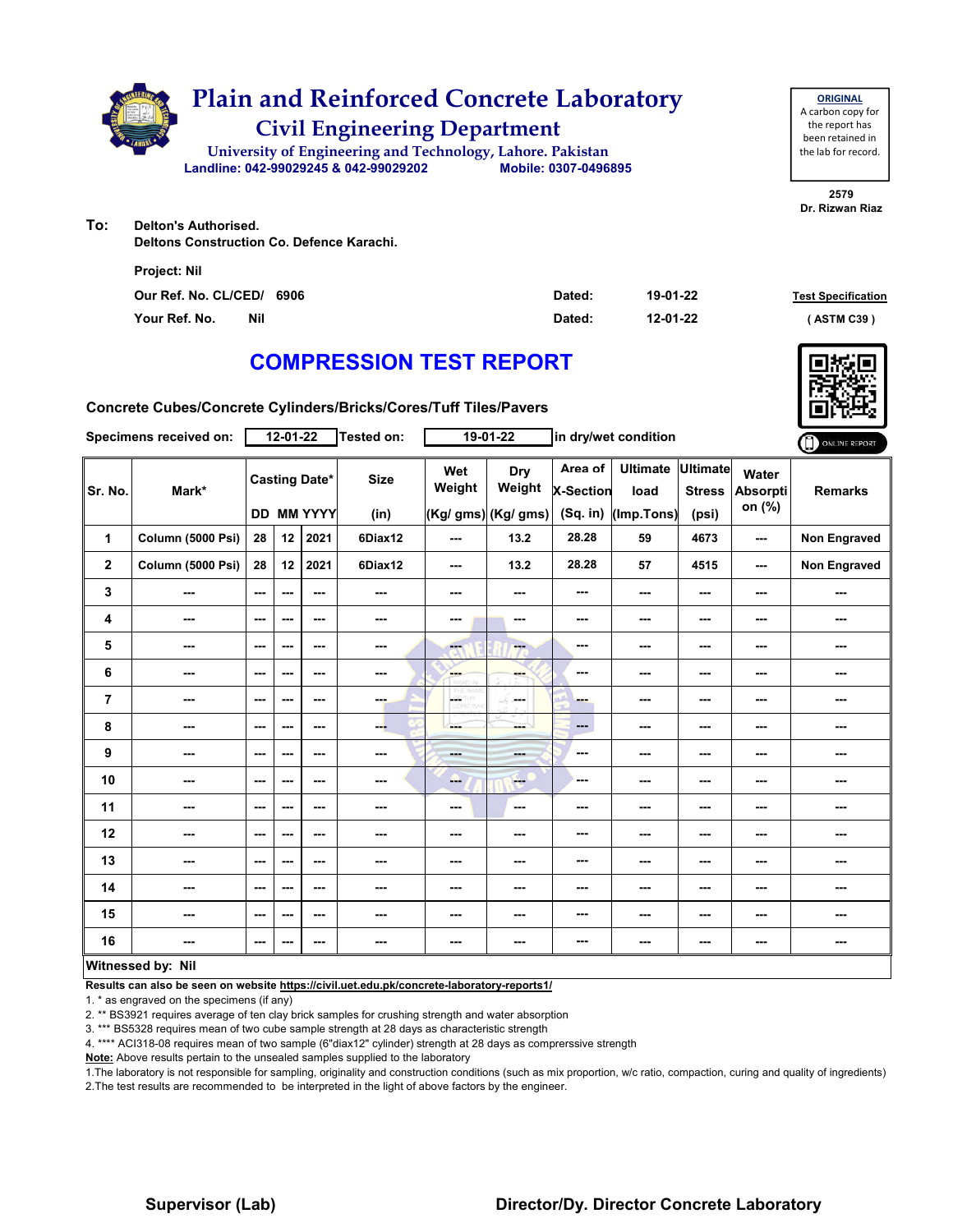# Plain and Reinforced Concrete Laboratory

## Civil Engineering Department

University of Engineering and Technology, Lahore. Pakistan

Landline: 042-99029245 & 042-99029202 Mobile: 0307-0496895

**ORIGINAL**
A carbon copy for the report has been retained in the lab for record.

2579
Dr. Rizwan Riaz

**To:** Delton's Authorised.
Deltons Construction Co. Defence Karachi.

Project: Nil

Our Ref. No. CL/CED/ 6906 Dated: 19-01-22

Your Ref. No. Nil Dated: 12-01-22

Test Specification
( ASTM C39 )

# COMPRESSION TEST REPORT

Concrete Cubes/Concrete Cylinders/Bricks/Cores/Tuff Tiles/Pavers

Specimens received on: 12-01-22 Tested on: 19-01-22 in dry/wet condition

ONLINE REPORT

| Sr. No. | Mark* | Casting Date* | | | Size (in) | Wet Weight (Kg/ gms) | Dry Weight (Kg/ gms) | Area of X-Section (Sq. in) | Ultimate load (Imp.Tons) | Ultimate Stress (psi) | Water Absorption (%) | Remarks |
|---|---|---|---|---|---|---|---|---|---|---|---|---|
| | | DD | MM | YYYY | | | | | | | | |
| 1 | Column (5000 Psi) | 28 | 12 | 2021 | 6Diax12 | --- | 13.2 | 28.28 | 59 | 4673 | --- | Non Engraved |
| 2 | Column (5000 Psi) | 28 | 12 | 2021 | 6Diax12 | --- | 13.2 | 28.28 | 57 | 4515 | --- | Non Engraved |
| 3 | --- | --- | --- | --- | --- | --- | --- | --- | --- | --- | --- | --- |
| 4 | --- | --- | --- | --- | --- | --- | --- | --- | --- | --- | --- | --- |
| 5 | --- | --- | --- | --- | --- | --- | --- | --- | --- | --- | --- | --- |
| 6 | --- | --- | --- | --- | --- | --- | --- | --- | --- | --- | --- | --- |
| 7 | --- | --- | --- | --- | --- | --- | --- | --- | --- | --- | --- | --- |
| 8 | --- | --- | --- | --- | --- | --- | --- | --- | --- | --- | --- | --- |
| 9 | --- | --- | --- | --- | --- | --- | --- | --- | --- | --- | --- | --- |
| 10 | --- | --- | --- | --- | --- | --- | --- | --- | --- | --- | --- | --- |
| 11 | --- | --- | --- | --- | --- | --- | --- | --- | --- | --- | --- | --- |
| 12 | --- | --- | --- | --- | --- | --- | --- | --- | --- | --- | --- | --- |
| 13 | --- | --- | --- | --- | --- | --- | --- | --- | --- | --- | --- | --- |
| 14 | --- | --- | --- | --- | --- | --- | --- | --- | --- | --- | --- | --- |
| 15 | --- | --- | --- | --- | --- | --- | --- | --- | --- | --- | --- | --- |
| 16 | --- | --- | --- | --- | --- | --- | --- | --- | --- | --- | --- | --- |

**Witnessed by: Nil**

**Results can also be seen on website https://civil.uet.edu.pk/concrete-laboratory-reports1/**

1. * as engraved on the specimens (if any)
2. ** BS3921 requires average of ten clay brick samples for crushing strength and water absorption
3. *** BS5328 requires mean of two cube sample strength at 28 days as characteristic strength
4. **** ACI318-08 requires mean of two sample (6"diax12" cylinder) strength at 28 days as comprerssive strength

**Note:** Above results pertain to the unsealed samples supplied to the laboratory

1.The laboratory is not responsible for sampling, originality and construction conditions (such as mix proportion, w/c ratio, compaction, curing and quality of ingredients)
2.The test results are recommended to be interpreted in the light of above factors by the engineer.

**Supervisor (Lab)** **Director/Dy. Director Concrete Laboratory**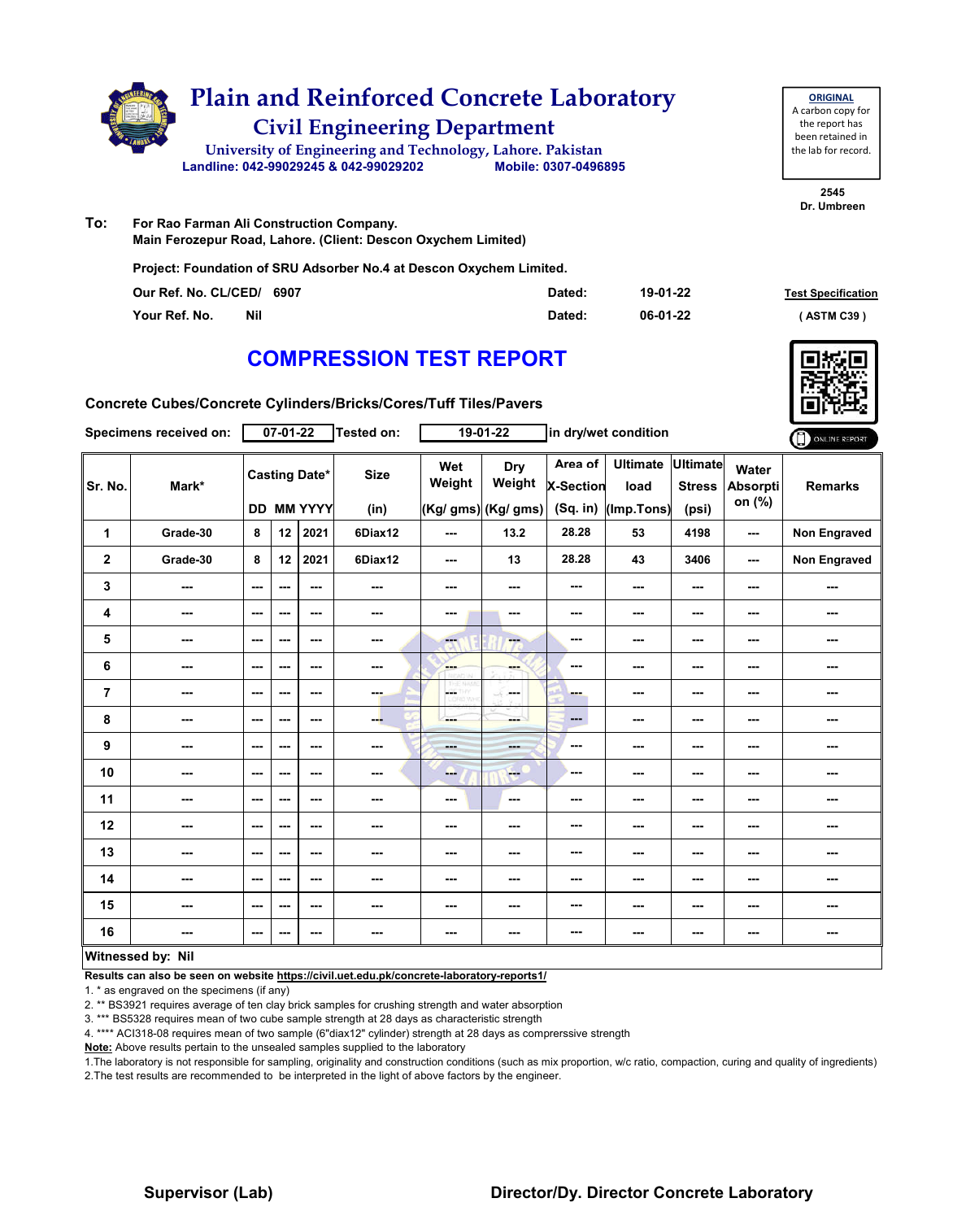# Plain and Reinforced Concrete Laboratory

## Civil Engineering Department

University of Engineering and Technology, Lahore. Pakistan

Landline: 042-99029245 & 042-99029202    Mobile: 0307-0496895

**ORIGINAL**
A carbon copy for the report has been retained in the lab for record.

2545
Dr. Umbreen

**To:** For Rao Farman Ali Construction Company.
Main Ferozepur Road, Lahore. (Client: Descon Oxychem Limited)

Project: Foundation of SRU Adsorber No.4 at Descon Oxychem Limited.

Our Ref. No. CL/CED/ 6907    Dated: 19-01-22

Your Ref. No. Nil    Dated: 06-01-22

Test Specification (ASTM C39)

# COMPRESSION TEST REPORT

Concrete Cubes/Concrete Cylinders/Bricks/Cores/Tuff Tiles/Pavers

Specimens received on: 07-01-22  Tested on: 19-01-22  in dry/wet condition

| Sr. No. | Mark* | Casting Date* | | | Size | Wet Weight | Dry Weight | Area of X-Section | Ultimate load | Ultimate Stress | Water Absorption (%) | Remarks |
|---|---|---|---|---|---|---|---|---|---|---|---|---|
| | | DD | MM | YYYY | (in) | (Kg/ gms) | (Kg/ gms) | (Sq. in) | (Imp.Tons) | (psi) | | |
| 1 | Grade-30 | 8 | 12 | 2021 | 6Diax12 | --- | 13.2 | 28.28 | 53 | 4198 | --- | Non Engraved |
| 2 | Grade-30 | 8 | 12 | 2021 | 6Diax12 | --- | 13 | 28.28 | 43 | 3406 | --- | Non Engraved |
| 3 | --- | --- | --- | --- | --- | --- | --- | --- | --- | --- | --- | --- |
| 4 | --- | --- | --- | --- | --- | --- | --- | --- | --- | --- | --- | --- |
| 5 | --- | --- | --- | --- | --- | --- | --- | --- | --- | --- | --- | --- |
| 6 | --- | --- | --- | --- | --- | --- | --- | --- | --- | --- | --- | --- |
| 7 | --- | --- | --- | --- | --- | --- | --- | --- | --- | --- | --- | --- |
| 8 | --- | --- | --- | --- | --- | --- | --- | --- | --- | --- | --- | --- |
| 9 | --- | --- | --- | --- | --- | --- | --- | --- | --- | --- | --- | --- |
| 10 | --- | --- | --- | --- | --- | --- | --- | --- | --- | --- | --- | --- |
| 11 | --- | --- | --- | --- | --- | --- | --- | --- | --- | --- | --- | --- |
| 12 | --- | --- | --- | --- | --- | --- | --- | --- | --- | --- | --- | --- |
| 13 | --- | --- | --- | --- | --- | --- | --- | --- | --- | --- | --- | --- |
| 14 | --- | --- | --- | --- | --- | --- | --- | --- | --- | --- | --- | --- |
| 15 | --- | --- | --- | --- | --- | --- | --- | --- | --- | --- | --- | --- |
| 16 | --- | --- | --- | --- | --- | --- | --- | --- | --- | --- | --- | --- |

Witnessed by: Nil

**Results can also be seen on website https://civil.uet.edu.pk/concrete-laboratory-reports1/**

1. * as engraved on the specimens (if any)
2. ** BS3921 requires average of ten clay brick samples for crushing strength and water absorption
3. *** BS5328 requires mean of two cube sample strength at 28 days as characteristic strength
4. **** ACI318-08 requires mean of two sample (6"diax12" cylinder) strength at 28 days as comprerssive strength

**Note:** Above results pertain to the unsealed samples supplied to the laboratory

1.The laboratory is not responsible for sampling, originality and construction conditions (such as mix proportion, w/c ratio, compaction, curing and quality of ingredients)
2.The test results are recommended to be interpreted in the light of above factors by the engineer.

**Supervisor (Lab)**    **Director/Dy. Director Concrete Laboratory**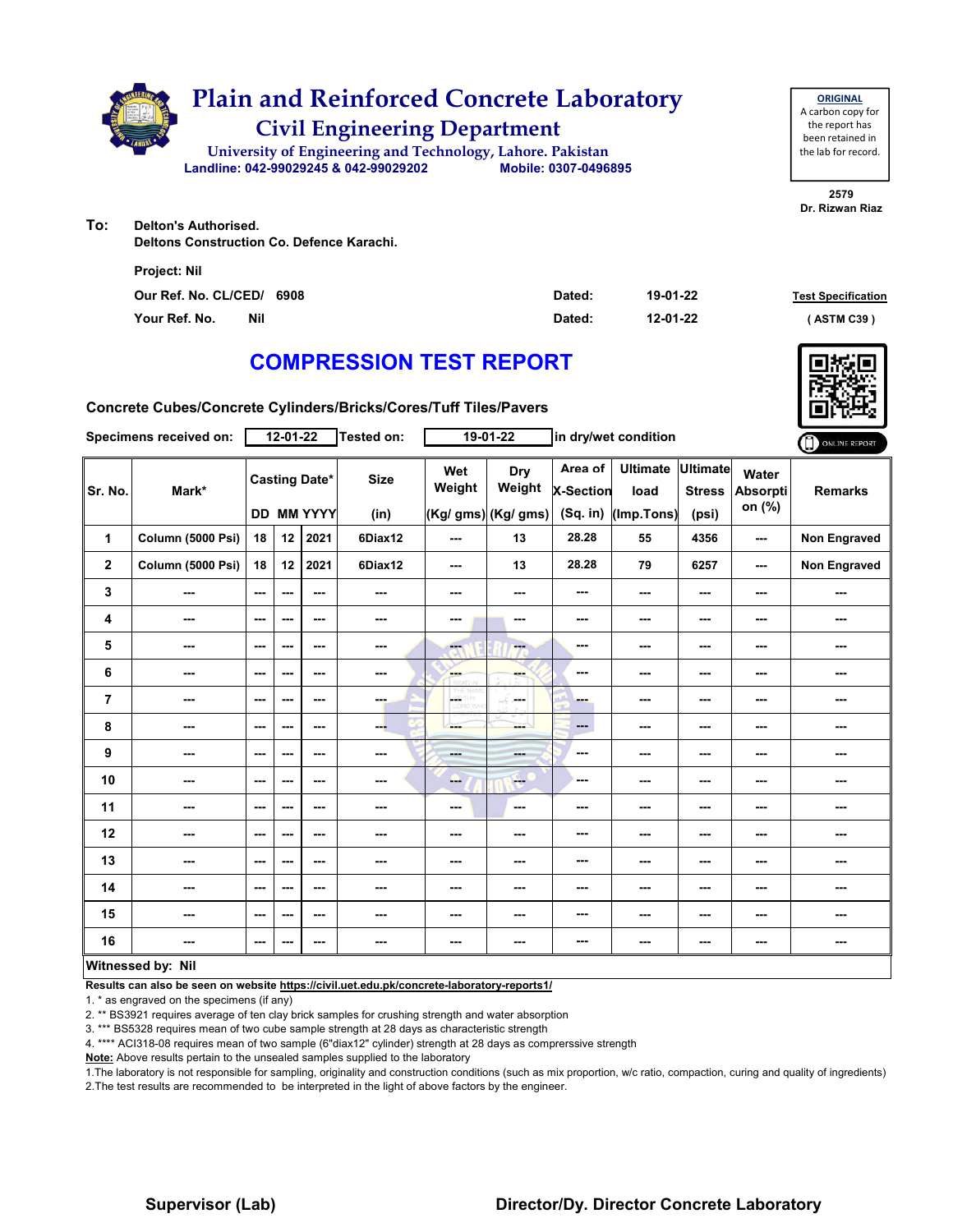# Plain and Reinforced Concrete Laboratory

## Civil Engineering Department

University of Engineering and Technology, Lahore. Pakistan

Landline: 042-99029245 & 042-99029202 Mobile: 0307-0496895

**ORIGINAL**
A carbon copy for the report has been retained in the lab for record.

2579
Dr. Rizwan Riaz

**To:** Delton's Authorised.
Deltons Construction Co. Defence Karachi.

Project: Nil

Our Ref. No. CL/CED/ 6908 Dated: 19-01-22

Your Ref. No. Nil Dated: 12-01-22

Test Specification
( ASTM C39 )

# COMPRESSION TEST REPORT

Concrete Cubes/Concrete Cylinders/Bricks/Cores/Tuff Tiles/Pavers

Specimens received on: 12-01-22 Tested on: 19-01-22 in dry/wet condition

ONLINE REPORT

| Sr. No. | Mark* | Casting Date* | | | Size | Wet Weight | Dry Weight | Area of X-Section | Ultimate load | Ultimate Stress | Water Absorption (%) | Remarks |
|---|---|---|---|---|---|---|---|---|---|---|---|---|
| | | DD | MM | YYYY | (in) | (Kg/ gms) | (Kg/ gms) | (Sq. in) | (Imp.Tons) | (psi) | | |
| 1 | Column (5000 Psi) | 18 | 12 | 2021 | 6Diax12 | --- | 13 | 28.28 | 55 | 4356 | --- | Non Engraved |
| 2 | Column (5000 Psi) | 18 | 12 | 2021 | 6Diax12 | --- | 13 | 28.28 | 79 | 6257 | --- | Non Engraved |
| 3 | --- | --- | --- | --- | --- | --- | --- | --- | --- | --- | --- | --- |
| 4 | --- | --- | --- | --- | --- | --- | --- | --- | --- | --- | --- | --- |
| 5 | --- | --- | --- | --- | --- | --- | --- | --- | --- | --- | --- | --- |
| 6 | --- | --- | --- | --- | --- | --- | --- | --- | --- | --- | --- | --- |
| 7 | --- | --- | --- | --- | --- | --- | --- | --- | --- | --- | --- | --- |
| 8 | --- | --- | --- | --- | --- | --- | --- | --- | --- | --- | --- | --- |
| 9 | --- | --- | --- | --- | --- | --- | --- | --- | --- | --- | --- | --- |
| 10 | --- | --- | --- | --- | --- | --- | --- | --- | --- | --- | --- | --- |
| 11 | --- | --- | --- | --- | --- | --- | --- | --- | --- | --- | --- | --- |
| 12 | --- | --- | --- | --- | --- | --- | --- | --- | --- | --- | --- | --- |
| 13 | --- | --- | --- | --- | --- | --- | --- | --- | --- | --- | --- | --- |
| 14 | --- | --- | --- | --- | --- | --- | --- | --- | --- | --- | --- | --- |
| 15 | --- | --- | --- | --- | --- | --- | --- | --- | --- | --- | --- | --- |
| 16 | --- | --- | --- | --- | --- | --- | --- | --- | --- | --- | --- | --- |

**Witnessed by: Nil**

**Results can also be seen on website https://civil.uet.edu.pk/concrete-laboratory-reports1/**

1. * as engraved on the specimens (if any)
2. ** BS3921 requires average of ten clay brick samples for crushing strength and water absorption
3. *** BS5328 requires mean of two cube sample strength at 28 days as characteristic strength
4. **** ACI318-08 requires mean of two sample (6"diax12" cylinder) strength at 28 days as comprerssive strength

**Note:** Above results pertain to the unsealed samples supplied to the laboratory

1.The laboratory is not responsible for sampling, originality and construction conditions (such as mix proportion, w/c ratio, compaction, curing and quality of ingredients)
2.The test results are recommended to be interpreted in the light of above factors by the engineer.

**Supervisor (Lab)** **Director/Dy. Director Concrete Laboratory**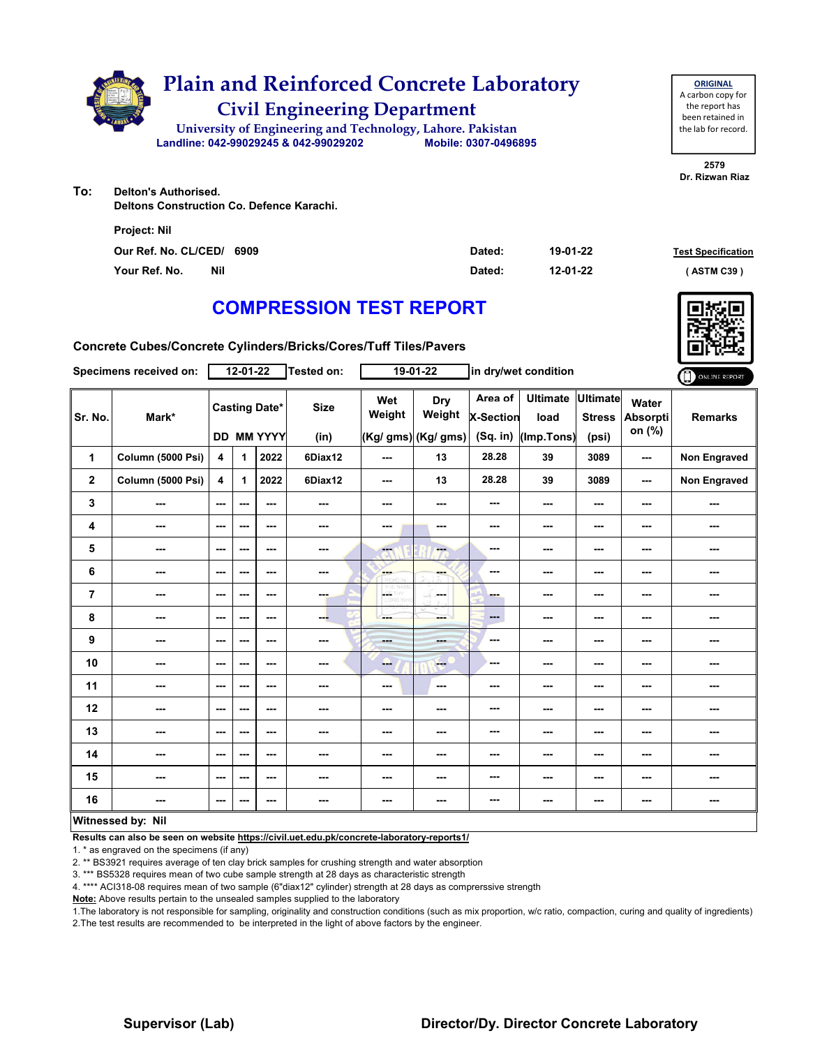# Plain and Reinforced Concrete Laboratory

## Civil Engineering Department

University of Engineering and Technology, Lahore. Pakistan

Landline: 042-99029245 & 042-99029202 Mobile: 0307-0496895

**ORIGINAL**
A carbon copy for the report has been retained in the lab for record.

2579
Dr. Rizwan Riaz

**To:** Delton's Authorised.
Deltons Construction Co. Defence Karachi.

Project: Nil

Our Ref. No. CL/CED/ 6909 Dated: 19-01-22

Your Ref. No. Nil Dated: 12-01-22

**Test Specification**
( ASTM C39 )

## COMPRESSION TEST REPORT

**Concrete Cubes/Concrete Cylinders/Bricks/Cores/Tuff Tiles/Pavers**

Specimens received on: 12-01-22 Tested on: 19-01-22 in dry/wet condition

ONLINE REPORT

| Sr. No. | Mark* | Casting Date* | | | Size | Wet Weight | Dry Weight | Area of X-Section | Ultimate load | Ultimate Stress | Water Absorption (%) | Remarks |
|---|---|---|---|---|---|---|---|---|---|---|---|---|
| | | DD | MM | YYYY | (in) | (Kg/ gms) | (Kg/ gms) | (Sq. in) | (Imp.Tons) | (psi) | | |
| 1 | Column (5000 Psi) | 4 | 1 | 2022 | 6Diax12 | --- | 13 | 28.28 | 39 | 3089 | --- | Non Engraved |
| 2 | Column (5000 Psi) | 4 | 1 | 2022 | 6Diax12 | --- | 13 | 28.28 | 39 | 3089 | --- | Non Engraved |
| 3 | --- | --- | --- | --- | --- | --- | --- | --- | --- | --- | --- | --- |
| 4 | --- | --- | --- | --- | --- | --- | --- | --- | --- | --- | --- | --- |
| 5 | --- | --- | --- | --- | --- | --- | --- | --- | --- | --- | --- | --- |
| 6 | --- | --- | --- | --- | --- | --- | --- | --- | --- | --- | --- | --- |
| 7 | --- | --- | --- | --- | --- | --- | --- | --- | --- | --- | --- | --- |
| 8 | --- | --- | --- | --- | --- | --- | --- | --- | --- | --- | --- | --- |
| 9 | --- | --- | --- | --- | --- | --- | --- | --- | --- | --- | --- | --- |
| 10 | --- | --- | --- | --- | --- | --- | --- | --- | --- | --- | --- | --- |
| 11 | --- | --- | --- | --- | --- | --- | --- | --- | --- | --- | --- | --- |
| 12 | --- | --- | --- | --- | --- | --- | --- | --- | --- | --- | --- | --- |
| 13 | --- | --- | --- | --- | --- | --- | --- | --- | --- | --- | --- | --- |
| 14 | --- | --- | --- | --- | --- | --- | --- | --- | --- | --- | --- | --- |
| 15 | --- | --- | --- | --- | --- | --- | --- | --- | --- | --- | --- | --- |
| 16 | --- | --- | --- | --- | --- | --- | --- | --- | --- | --- | --- | --- |

**Witnessed by: Nil**

**Results can also be seen on website https://civil.uet.edu.pk/concrete-laboratory-reports1/**

1. * as engraved on the specimens (if any)
2. ** BS3921 requires average of ten clay brick samples for crushing strength and water absorption
3. *** BS5328 requires mean of two cube sample strength at 28 days as characteristic strength
4. **** ACI318-08 requires mean of two sample (6"diax12" cylinder) strength at 28 days as comprerssive strength

**Note:** Above results pertain to the unsealed samples supplied to the laboratory

1.The laboratory is not responsible for sampling, originality and construction conditions (such as mix proportion, w/c ratio, compaction, curing and quality of ingredients)
2.The test results are recommended to be interpreted in the light of above factors by the engineer.

**Supervisor (Lab)** **Director/Dy. Director Concrete Laboratory**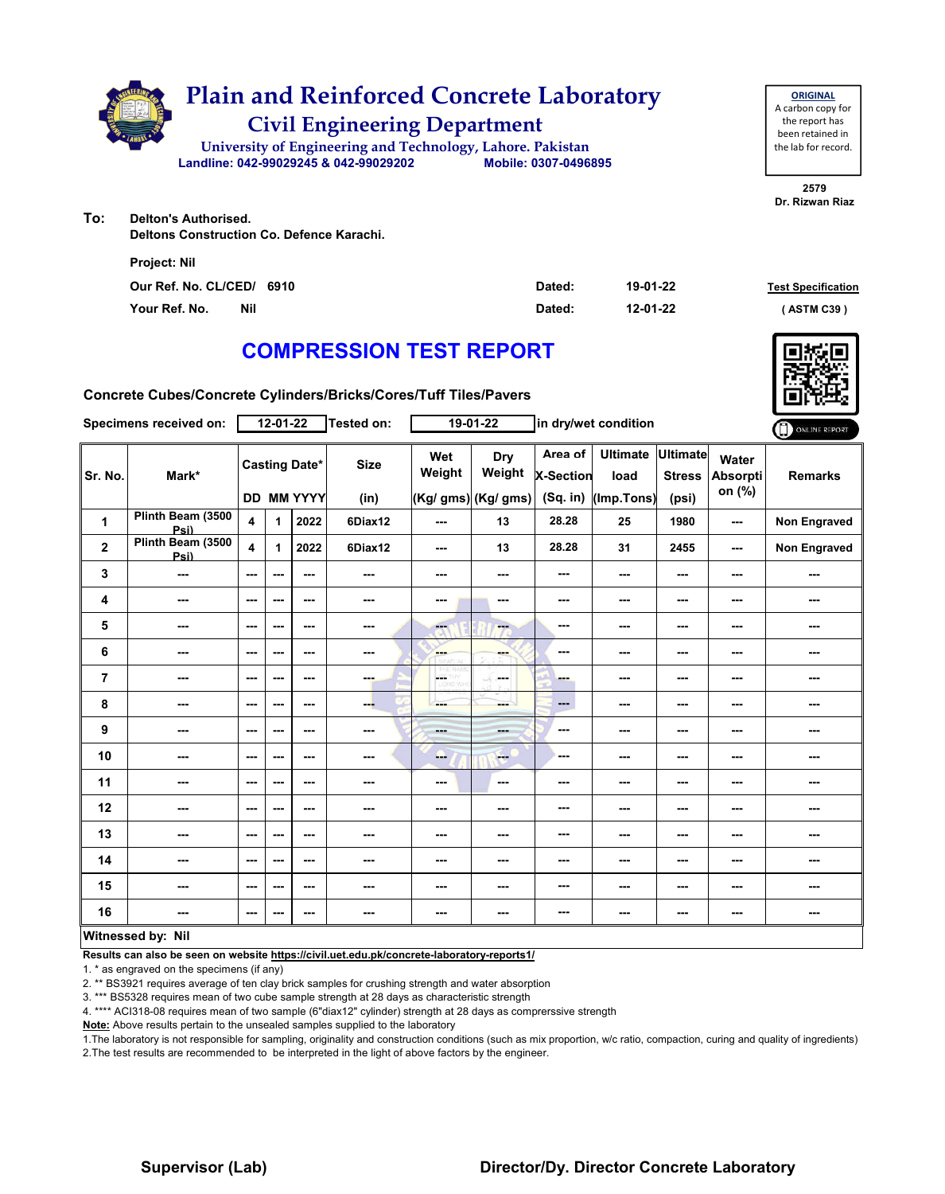# Plain and Reinforced Concrete Laboratory

## Civil Engineering Department

University of Engineering and Technology, Lahore. Pakistan

Landline: 042-99029245 & 042-99029202    Mobile: 0307-0496895

**ORIGINAL**
A carbon copy for the report has been retained in the lab for record.

2579
Dr. Rizwan Riaz

**To:** Delton's Authorised.
Deltons Construction Co. Defence Karachi.

Project: Nil

Our Ref. No. CL/CED/ 6910    Dated: 19-01-22

Your Ref. No. Nil    Dated: 12-01-22

Test Specification
( ASTM C39 )

## COMPRESSION TEST REPORT

Concrete Cubes/Concrete Cylinders/Bricks/Cores/Tuff Tiles/Pavers

Specimens received on: 12-01-22  Tested on: 19-01-22  in dry/wet condition

ONLINE REPORT

| Sr. No. | Mark* | Casting Date* | | | Size | Wet Weight | Dry Weight | Area of X-Section | Ultimate load | Ultimate Stress | Water Absorption (%) | Remarks |
|---|---|---|---|---|---|---|---|---|---|---|---|---|
| | | DD | MM | YYYY | (in) | (Kg/ gms) | (Kg/ gms) | (Sq. in) | (Imp.Tons) | (psi) | | |
| 1 | Plinth Beam (3500 Psi) | 4 | 1 | 2022 | 6Diax12 | --- | 13 | 28.28 | 25 | 1980 | --- | Non Engraved |
| 2 | Plinth Beam (3500 Psi) | 4 | 1 | 2022 | 6Diax12 | --- | 13 | 28.28 | 31 | 2455 | --- | Non Engraved |
| 3 | --- | --- | --- | --- | --- | --- | --- | --- | --- | --- | --- | --- |
| 4 | --- | --- | --- | --- | --- | --- | --- | --- | --- | --- | --- | --- |
| 5 | --- | --- | --- | --- | --- | --- | --- | --- | --- | --- | --- | --- |
| 6 | --- | --- | --- | --- | --- | --- | --- | --- | --- | --- | --- | --- |
| 7 | --- | --- | --- | --- | --- | --- | --- | --- | --- | --- | --- | --- |
| 8 | --- | --- | --- | --- | --- | --- | --- | --- | --- | --- | --- | --- |
| 9 | --- | --- | --- | --- | --- | --- | --- | --- | --- | --- | --- | --- |
| 10 | --- | --- | --- | --- | --- | --- | --- | --- | --- | --- | --- | --- |
| 11 | --- | --- | --- | --- | --- | --- | --- | --- | --- | --- | --- | --- |
| 12 | --- | --- | --- | --- | --- | --- | --- | --- | --- | --- | --- | --- |
| 13 | --- | --- | --- | --- | --- | --- | --- | --- | --- | --- | --- | --- |
| 14 | --- | --- | --- | --- | --- | --- | --- | --- | --- | --- | --- | --- |
| 15 | --- | --- | --- | --- | --- | --- | --- | --- | --- | --- | --- | --- |
| 16 | --- | --- | --- | --- | --- | --- | --- | --- | --- | --- | --- | --- |

**Witnessed by: Nil**

**Results can also be seen on website https://civil.uet.edu.pk/concrete-laboratory-reports1/**

1. * as engraved on the specimens (if any)
2. ** BS3921 requires average of ten clay brick samples for crushing strength and water absorption
3. *** BS5328 requires mean of two cube sample strength at 28 days as characteristic strength
4. **** ACI318-08 requires mean of two sample (6"diax12" cylinder) strength at 28 days as comprerssive strength

**Note:** Above results pertain to the unsealed samples supplied to the laboratory

1.The laboratory is not responsible for sampling, originality and construction conditions (such as mix proportion, w/c ratio, compaction, curing and quality of ingredients)
2.The test results are recommended to be interpreted in the light of above factors by the engineer.

**Supervisor (Lab)**    **Director/Dy. Director Concrete Laboratory**